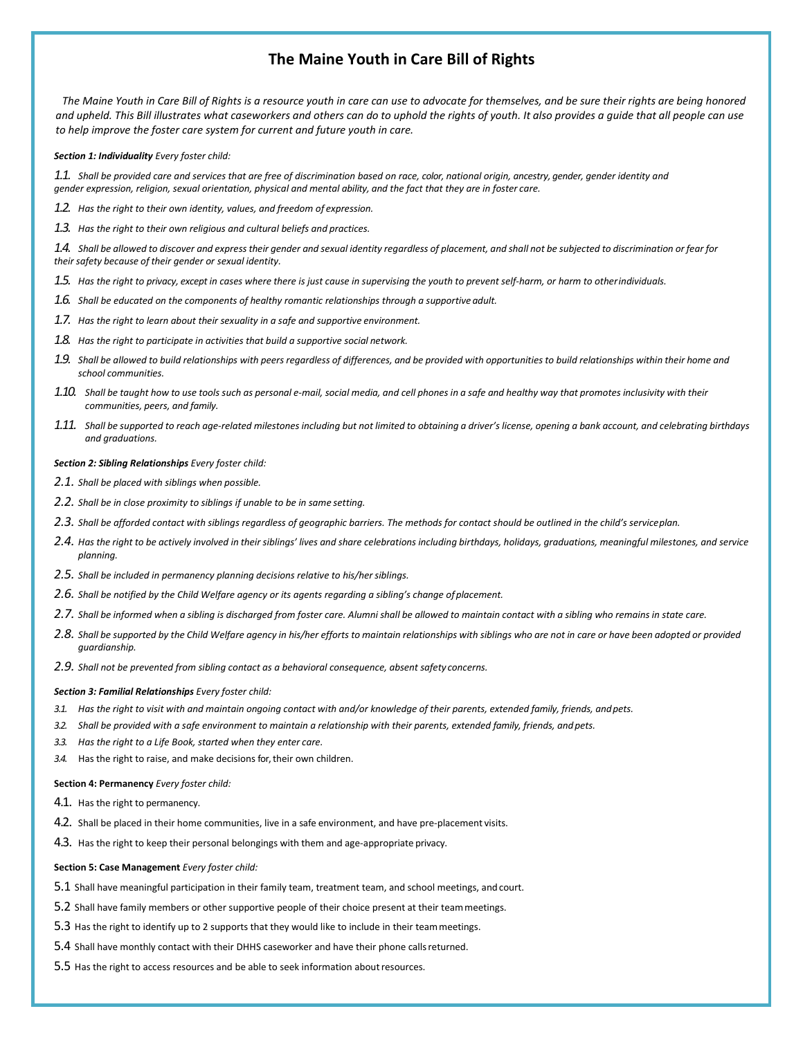# The Maine Youth in Care Bill of Rights

*The Maine Youth in Care Bill of Rights is a resource youth in care can use to advocate for themselves, and be sure their rights are being honored and upheld. This Bill illustrates what caseworkers and others can do to uphold the rights of youth. It also provides a guide that all people can use to help improve the foster care system for current and future youth in care.*

***Section 1: Individuality*** *Every foster child:*

*1.1. Shall be provided care and services that are free of discrimination based on race, color, national origin, ancestry, gender, gender identity and gender expression, religion, sexual orientation, physical and mental ability, and the fact that they are in foster care.*

*1.2. Has the right to their own identity, values, and freedom of expression.*

*1.3. Has the right to their own religious and cultural beliefs and practices.*

*1.4. Shall be allowed to discover and express their gender and sexual identity regardless of placement, and shall not be subjected to discrimination or fear for their safety because of their gender or sexual identity.*

*1.5. Has the right to privacy, except in cases where there is just cause in supervising the youth to prevent self-harm, or harm to other individuals.*

*1.6. Shall be educated on the components of healthy romantic relationships through a supportive adult.*

*1.7. Has the right to learn about their sexuality in a safe and supportive environment.*

*1.8. Has the right to participate in activities that build a supportive social network.*

*1.9. Shall be allowed to build relationships with peers regardless of differences, and be provided with opportunities to build relationships within their home and school communities.*

*1.10. Shall be taught how to use tools such as personal e-mail, social media, and cell phones in a safe and healthy way that promotes inclusivity with their communities, peers, and family.*

*1.11. Shall be supported to reach age-related milestones including but not limited to obtaining a driver's license, opening a bank account, and celebrating birthdays and graduations.*

***Section 2: Sibling Relationships*** *Every foster child:*

*2.1. Shall be placed with siblings when possible.*

*2.2. Shall be in close proximity to siblings if unable to be in same setting.*

*2.3. Shall be afforded contact with siblings regardless of geographic barriers. The methods for contact should be outlined in the child's service plan.*

*2.4. Has the right to be actively involved in their siblings' lives and share celebrations including birthdays, holidays, graduations, meaningful milestones, and service planning.*

*2.5. Shall be included in permanency planning decisions relative to his/her siblings.*

*2.6. Shall be notified by the Child Welfare agency or its agents regarding a sibling's change of placement.*

*2.7. Shall be informed when a sibling is discharged from foster care. Alumni shall be allowed to maintain contact with a sibling who remains in state care.*

*2.8. Shall be supported by the Child Welfare agency in his/her efforts to maintain relationships with siblings who are not in care or have been adopted or provided guardianship.*

*2.9. Shall not be prevented from sibling contact as a behavioral consequence, absent safety concerns.*

***Section 3: Familial Relationships*** *Every foster child:*

*3.1. Has the right to visit with and maintain ongoing contact with and/or knowledge of their parents, extended family, friends, and pets.*

*3.2. Shall be provided with a safe environment to maintain a relationship with their parents, extended family, friends, and pets.*

*3.3. Has the right to a Life Book, started when they enter care.*

*3.4.* Has the right to raise, and make decisions for, their own children.

**Section 4: Permanency** *Every foster child:*

4.1. Has the right to permanency.

4.2. Shall be placed in their home communities, live in a safe environment, and have pre-placement visits.

4.3. Has the right to keep their personal belongings with them and age-appropriate privacy.

**Section 5: Case Management** *Every foster child:*

5.1 Shall have meaningful participation in their family team, treatment team, and school meetings, and court.

5.2 Shall have family members or other supportive people of their choice present at their team meetings.

5.3 Has the right to identify up to 2 supports that they would like to include in their team meetings.

5.4 Shall have monthly contact with their DHHS caseworker and have their phone calls returned.

5.5 Has the right to access resources and be able to seek information about resources.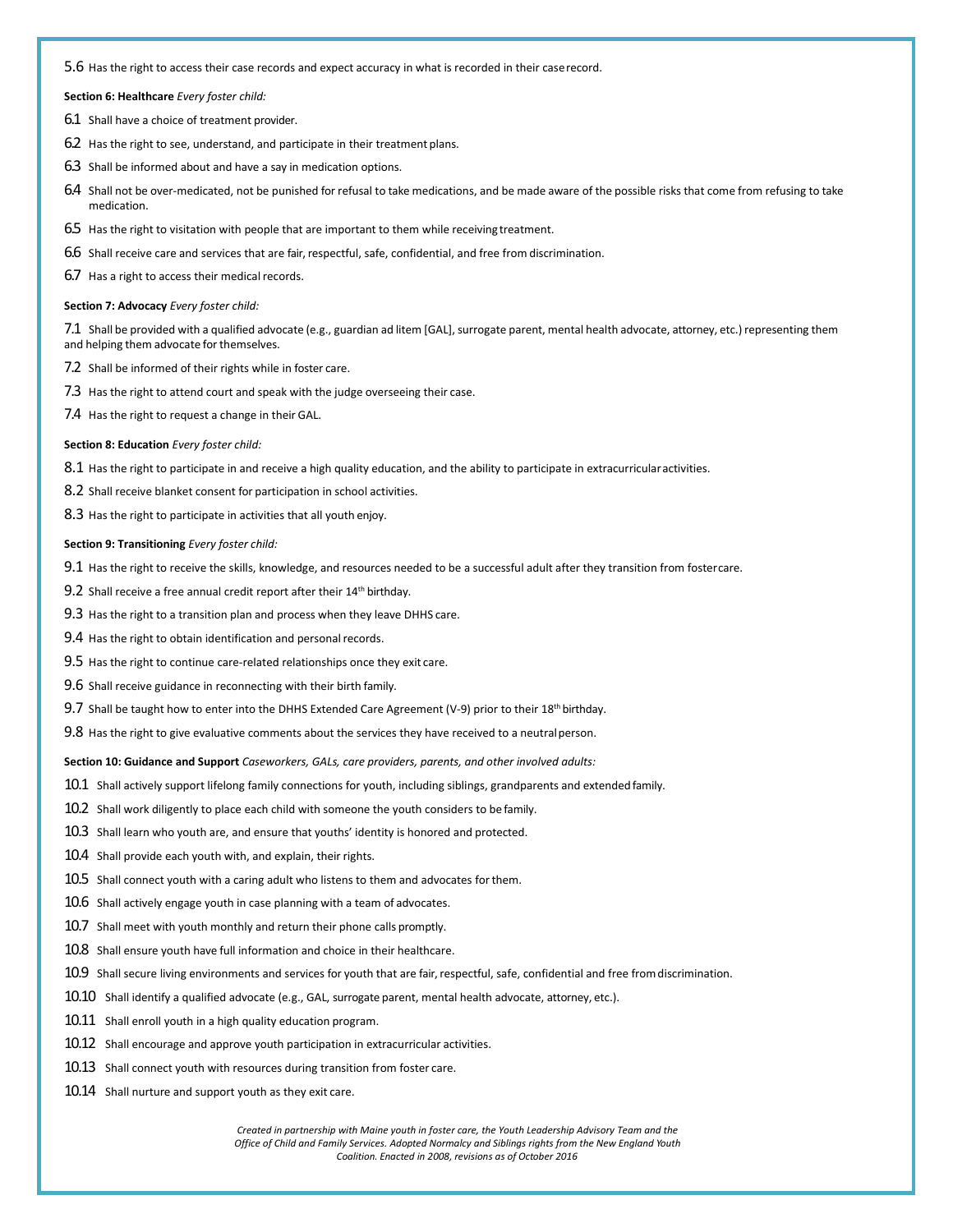5.6 Has the right to access their case records and expect accuracy in what is recorded in their case record.

**Section 6: Healthcare** *Every foster child:*

6.1 Shall have a choice of treatment provider.

6.2 Has the right to see, understand, and participate in their treatment plans.

6.3 Shall be informed about and have a say in medication options.

6.4 Shall not be over-medicated, not be punished for refusal to take medications, and be made aware of the possible risks that come from refusing to take medication.

6.5 Has the right to visitation with people that are important to them while receiving treatment.

6.6 Shall receive care and services that are fair, respectful, safe, confidential, and free from discrimination.

6.7 Has a right to access their medical records.

**Section 7: Advocacy** *Every foster child:*

7.1 Shall be provided with a qualified advocate (e.g., guardian ad litem [GAL], surrogate parent, mental health advocate, attorney, etc.) representing them and helping them advocate for themselves.

7.2 Shall be informed of their rights while in foster care.

7.3 Has the right to attend court and speak with the judge overseeing their case.

7.4 Has the right to request a change in their GAL.

**Section 8: Education** *Every foster child:*

8.1 Has the right to participate in and receive a high quality education, and the ability to participate in extracurricular activities.

8.2 Shall receive blanket consent for participation in school activities.

8.3 Has the right to participate in activities that all youth enjoy.

**Section 9: Transitioning** *Every foster child:*

9.1 Has the right to receive the skills, knowledge, and resources needed to be a successful adult after they transition from foster care.

9.2 Shall receive a free annual credit report after their 14th birthday.

9.3 Has the right to a transition plan and process when they leave DHHS care.

9.4 Has the right to obtain identification and personal records.

9.5 Has the right to continue care-related relationships once they exit care.

9.6 Shall receive guidance in reconnecting with their birth family.

9.7 Shall be taught how to enter into the DHHS Extended Care Agreement (V-9) prior to their 18th birthday.

9.8 Has the right to give evaluative comments about the services they have received to a neutral person.

**Section 10: Guidance and Support** *Caseworkers, GALs, care providers, parents, and other involved adults:*

10.1 Shall actively support lifelong family connections for youth, including siblings, grandparents and extended family.

10.2 Shall work diligently to place each child with someone the youth considers to be family.

10.3 Shall learn who youth are, and ensure that youths' identity is honored and protected.

10.4 Shall provide each youth with, and explain, their rights.

10.5 Shall connect youth with a caring adult who listens to them and advocates for them.

10.6 Shall actively engage youth in case planning with a team of advocates.

10.7 Shall meet with youth monthly and return their phone calls promptly.

10.8 Shall ensure youth have full information and choice in their healthcare.

10.9 Shall secure living environments and services for youth that are fair, respectful, safe, confidential and free from discrimination.

10.10 Shall identify a qualified advocate (e.g., GAL, surrogate parent, mental health advocate, attorney, etc.).

10.11 Shall enroll youth in a high quality education program.

10.12 Shall encourage and approve youth participation in extracurricular activities.

10.13 Shall connect youth with resources during transition from foster care.

10.14 Shall nurture and support youth as they exit care.

*Created in partnership with Maine youth in foster care, the Youth Leadership Advisory Team and the Office of Child and Family Services. Adopted Normalcy and Siblings rights from the New England Youth Coalition. Enacted in 2008, revisions as of October 2016*